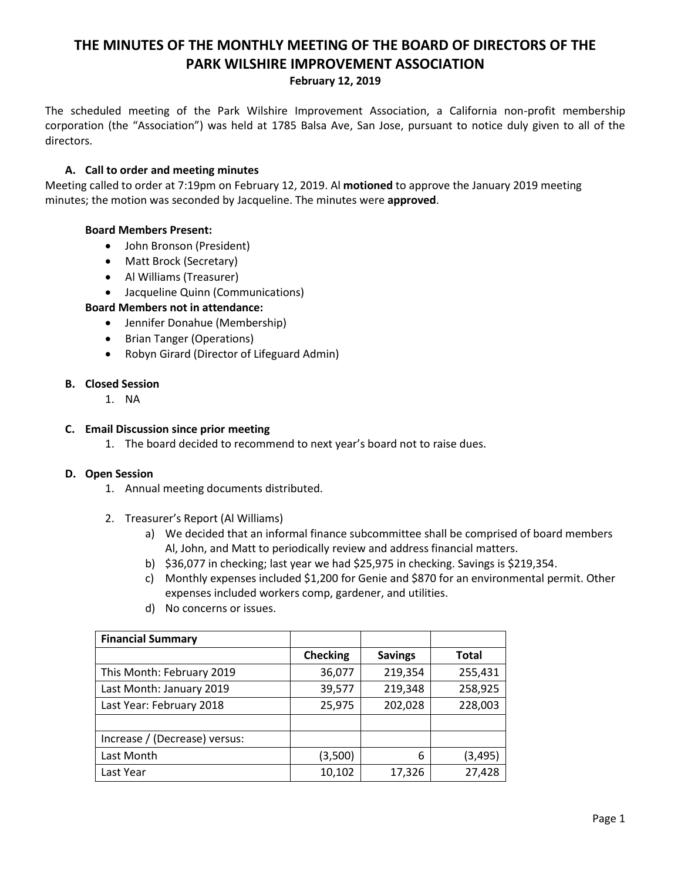# THE MINUTES OF THE MONTHLY MEETING OF THE BOARD OF DIRECTORS OF THE PARK WILSHIRE IMPROVEMENT ASSOCIATION

**February 12, 2019**

The scheduled meeting of the Park Wilshire Improvement Association, a California non-profit membership corporation (the "Association") was held at 1785 Balsa Ave, San Jose, pursuant to notice duly given to all of the directors.

### A. Call to order and meeting minutes

Meeting called to order at 7:19pm on February 12, 2019. Al **motioned** to approve the January 2019 meeting minutes; the motion was seconded by Jacqueline. The minutes were **approved**.

**Board Members Present:**

- John Bronson (President)
- Matt Brock (Secretary)
- Al Williams (Treasurer)
- Jacqueline Quinn (Communications)

**Board Members not in attendance:**

- Jennifer Donahue (Membership)
- Brian Tanger (Operations)
- Robyn Girard (Director of Lifeguard Admin)

### B. Closed Session

1. NA

### C. Email Discussion since prior meeting

1. The board decided to recommend to next year's board not to raise dues.

### D. Open Session

1. Annual meeting documents distributed.

2. Treasurer's Report (Al Williams)
   a) We decided that an informal finance subcommittee shall be comprised of board members Al, John, and Matt to periodically review and address financial matters.
   b) $36,077 in checking; last year we had $25,975 in checking. Savings is $219,354.
   c) Monthly expenses included $1,200 for Genie and $870 for an environmental permit. Other expenses included workers comp, gardener, and utilities.
   d) No concerns or issues.

| Financial Summary | | | |
|---|---|---|---|
| | Checking | Savings | Total |
| This Month: February 2019 | 36,077 | 219,354 | 255,431 |
| Last Month: January 2019 | 39,577 | 219,348 | 258,925 |
| Last Year: February 2018 | 25,975 | 202,028 | 228,003 |
| | | | |
| Increase / (Decrease) versus: | | | |
| Last Month | (3,500) | 6 | (3,495) |
| Last Year | 10,102 | 17,326 | 27,428 |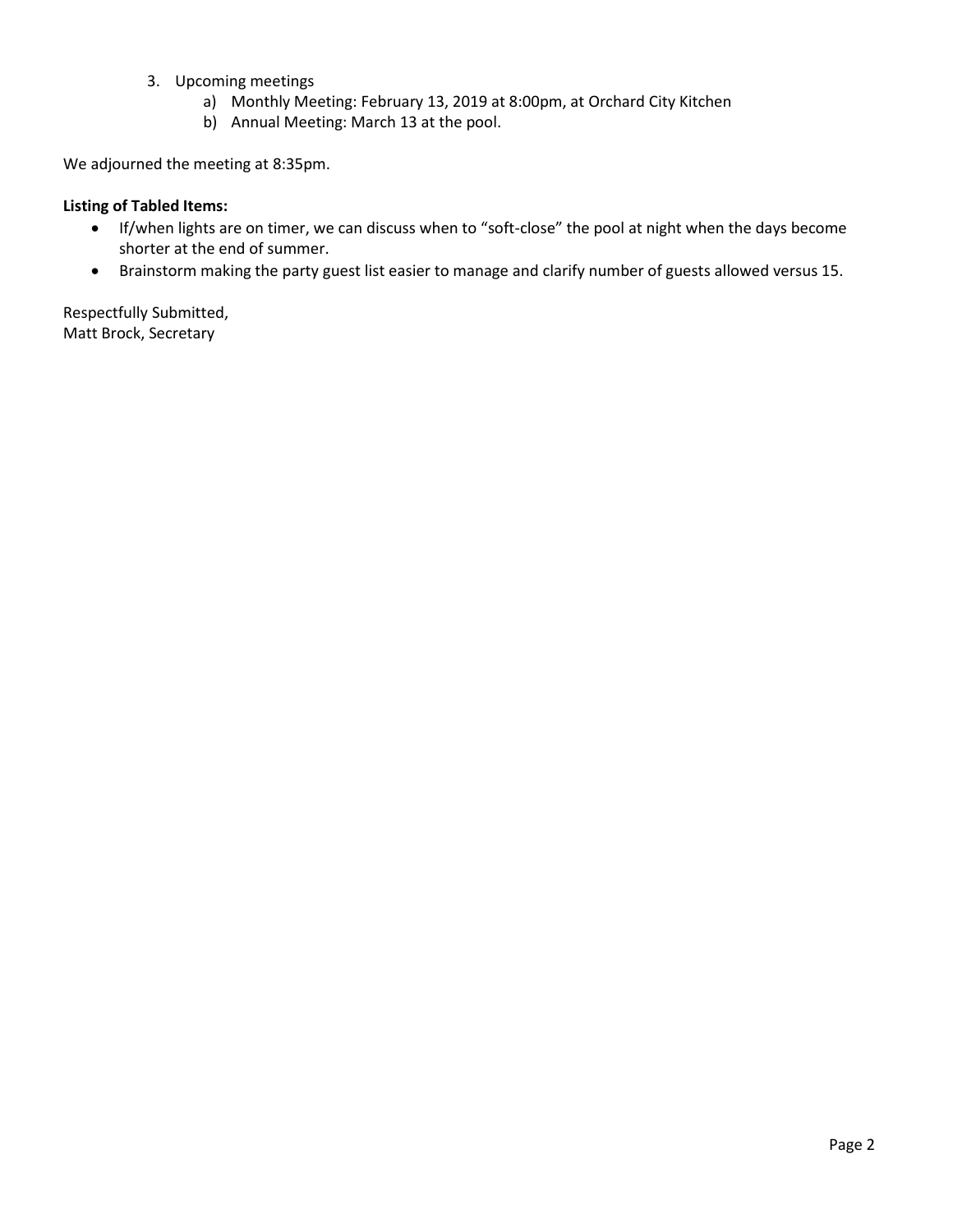3. Upcoming meetings
    a) Monthly Meeting: February 13, 2019 at 8:00pm, at Orchard City Kitchen
    b) Annual Meeting: March 13 at the pool.

We adjourned the meeting at 8:35pm.

**Listing of Tabled Items:**

- If/when lights are on timer, we can discuss when to "soft-close" the pool at night when the days become shorter at the end of summer.
- Brainstorm making the party guest list easier to manage and clarify number of guests allowed versus 15.

Respectfully Submitted,
Matt Brock, Secretary